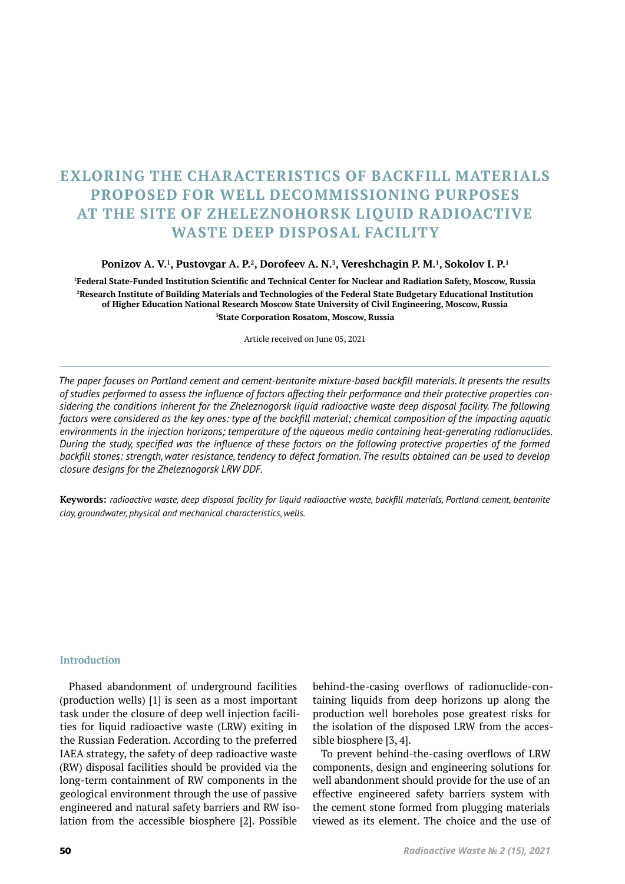# EXLORING THE CHARACTERISTICS OF BACKFILL MATERIALS PROPOSED FOR WELL DECOMMISSIONING PURPOSES AT THE SITE OF ZHELEZNOHORSK LIQUID RADIOACTIVE WASTE DEEP DISPOSAL FACILITY

**Ponizov A. V.[1], Pustovgar A. P.[2], Dorofeev A. N.[3], Vereshchagin P. M.[1], Sokolov I. P.[1]**

**[1]Federal State-Funded Institution Scientific and Technical Center for Nuclear and Radiation Safety, Moscow, Russia**
**[2]Research Institute of Building Materials and Technologies of the Federal State Budgetary Educational Institution of Higher Education National Research Moscow State University of Civil Engineering, Moscow, Russia**
**[3]State Corporation Rosatom, Moscow, Russia**

Article received on June 05, 2021

---

*The paper focuses on Portland cement and cement-bentonite mixture-based backfill materials. It presents the results of studies performed to assess the influence of factors affecting their performance and their protective properties considering the conditions inherent for the Zheleznogorsk liquid radioactive waste deep disposal facility. The following factors were considered as the key ones: type of the backfill material; chemical composition of the impacting aquatic environments in the injection horizons; temperature of the aqueous media containing heat-generating radionuclides. During the study, specified was the influence of these factors on the following protective properties of the formed backfill stones: strength, water resistance, tendency to defect formation. The results obtained can be used to develop closure designs for the Zheleznogorsk LRW DDF.*

**Keywords:** *radioactive waste, deep disposal facility for liquid radioactive waste, backfill materials, Portland cement, bentonite clay, groundwater, physical and mechanical characteristics, wells.*

## Introduction

Phased abandonment of underground facilities (production wells) [1] is seen as a most important task under the closure of deep well injection facilities for liquid radioactive waste (LRW) exiting in the Russian Federation. According to the preferred IAEA strategy, the safety of deep radioactive waste (RW) disposal facilities should be provided via the long-term containment of RW components in the geological environment through the use of passive engineered and natural safety barriers and RW isolation from the accessible biosphere [2]. Possible behind-the-casing overflows of radionuclide-containing liquids from deep horizons up along the production well boreholes pose greatest risks for the isolation of the disposed LRW from the accessible biosphere [3, 4].

To prevent behind-the-casing overflows of LRW components, design and engineering solutions for well abandonment should provide for the use of an effective engineered safety barriers system with the cement stone formed from plugging materials viewed as its element. The choice and the use of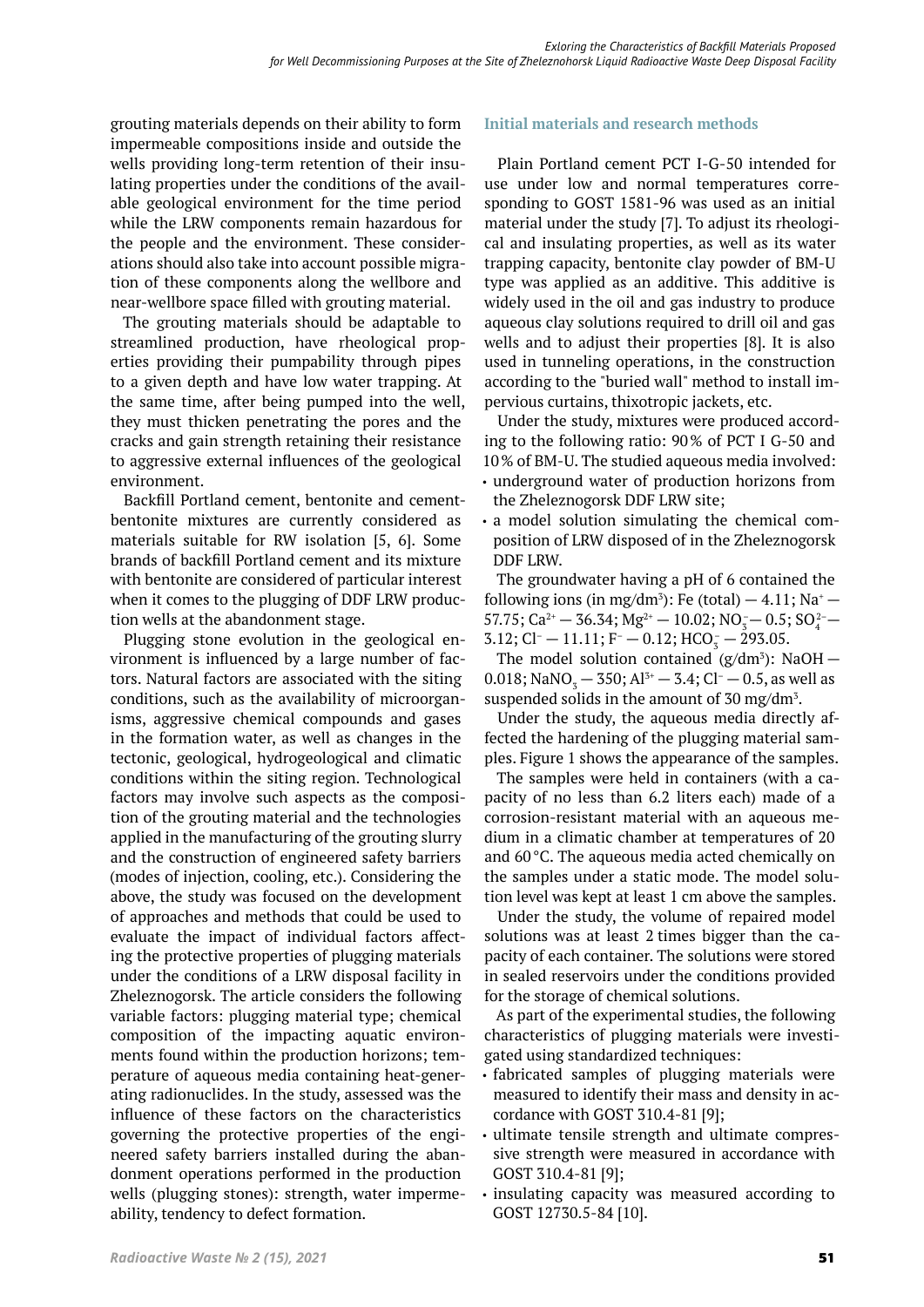grouting materials depends on their ability to form impermeable compositions inside and outside the wells providing long-term retention of their insulating properties under the conditions of the available geological environment for the time period while the LRW components remain hazardous for the people and the environment. These considerations should also take into account possible migration of these components along the wellbore and near-wellbore space filled with grouting material.

The grouting materials should be adaptable to streamlined production, have rheological properties providing their pumpability through pipes to a given depth and have low water trapping. At the same time, after being pumped into the well, they must thicken penetrating the pores and the cracks and gain strength retaining their resistance to aggressive external influences of the geological environment.

Backfill Portland cement, bentonite and cement-bentonite mixtures are currently considered as materials suitable for RW isolation [5, 6]. Some brands of backfill Portland cement and its mixture with bentonite are considered of particular interest when it comes to the plugging of DDF LRW production wells at the abandonment stage.

Plugging stone evolution in the geological environment is influenced by a large number of factors. Natural factors are associated with the siting conditions, such as the availability of microorganisms, aggressive chemical compounds and gases in the formation water, as well as changes in the tectonic, geological, hydrogeological and climatic conditions within the siting region. Technological factors may involve such aspects as the composition of the grouting material and the technologies applied in the manufacturing of the grouting slurry and the construction of engineered safety barriers (modes of injection, cooling, etc.). Considering the above, the study was focused on the development of approaches and methods that could be used to evaluate the impact of individual factors affecting the protective properties of plugging materials under the conditions of a LRW disposal facility in Zheleznogorsk. The article considers the following variable factors: plugging material type; chemical composition of the impacting aquatic environments found within the production horizons; temperature of aqueous media containing heat-generating radionuclides. In the study, assessed was the influence of these factors on the characteristics governing the protective properties of the engineered safety barriers installed during the abandonment operations performed in the production wells (plugging stones): strength, water impermeability, tendency to defect formation.

## Initial materials and research methods

Plain Portland cement PCT I-G-50 intended for use under low and normal temperatures corresponding to GOST 1581-96 was used as an initial material under the study [7]. To adjust its rheological and insulating properties, as well as its water trapping capacity, bentonite clay powder of BM-U type was applied as an additive. This additive is widely used in the oil and gas industry to produce aqueous clay solutions required to drill oil and gas wells and to adjust their properties [8]. It is also used in tunneling operations, in the construction according to the "buried wall" method to install impervious curtains, thixotropic jackets, etc.

Under the study, mixtures were produced according to the following ratio: 90% of PCT I G-50 and 10% of BM-U. The studied aqueous media involved:

- underground water of production horizons from the Zheleznogorsk DDF LRW site;
- a model solution simulating the chemical composition of LRW disposed of in the Zheleznogorsk DDF LRW.

The groundwater having a pH of 6 contained the following ions (in mg/dm$^3$): Fe (total) — 4.11; $Na^+$ — 57.75; $Ca^{2+}$ — 36.34; $Mg^{2+}$ — 10.02; $NO_3^-$ — 0.5; $SO_4^{2-}$ — 3.12; $Cl^-$ — 11.11; $F^-$ — 0.12; $HCO_3^-$ — 293.05.

The model solution contained (g/dm$^3$): NaOH — 0.018; $NaNO_3$ — 350; $Al^{3+}$ — 3.4; $Cl^-$ — 0.5, as well as suspended solids in the amount of 30 mg/dm$^3$.

Under the study, the aqueous media directly affected the hardening of the plugging material samples. Figure 1 shows the appearance of the samples.

The samples were held in containers (with a capacity of no less than 6.2 liters each) made of a corrosion-resistant material with an aqueous medium in a climatic chamber at temperatures of 20 and 60 °C. The aqueous media acted chemically on the samples under a static mode. The model solution level was kept at least 1 cm above the samples.

Under the study, the volume of repaired model solutions was at least 2 times bigger than the capacity of each container. The solutions were stored in sealed reservoirs under the conditions provided for the storage of chemical solutions.

As part of the experimental studies, the following characteristics of plugging materials were investigated using standardized techniques:

- fabricated samples of plugging materials were measured to identify their mass and density in accordance with GOST 310.4-81 [9];
- ultimate tensile strength and ultimate compressive strength were measured in accordance with GOST 310.4-81 [9];
- insulating capacity was measured according to GOST 12730.5-84 [10].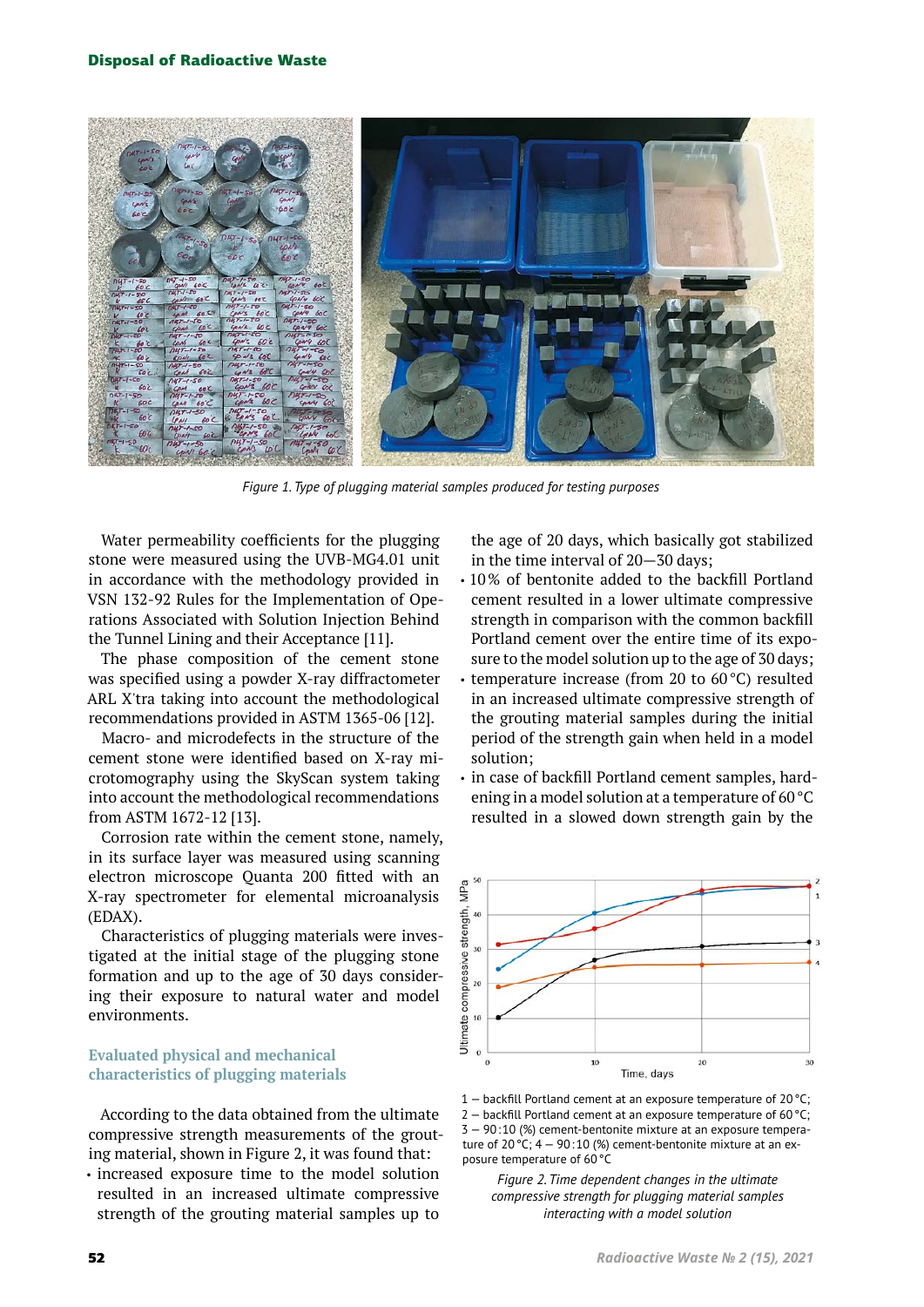*Figure 1. Type of plugging material samples produced for testing purposes*

Water permeability coefficients for the plugging stone were measured using the UVB-MG4.01 unit in accordance with the methodology provided in VSN 132-92 Rules for the Implementation of Operations Associated with Solution Injection Behind the Tunnel Lining and their Acceptance [11].

The phase composition of the cement stone was specified using a powder X-ray diffractometer ARL X'tra taking into account the methodological recommendations provided in ASTM 1365-06 [12].

Macro- and microdefects in the structure of the cement stone were identified based on X-ray microtomography using the SkyScan system taking into account the methodological recommendations from ASTM 1672-12 [13].

Corrosion rate within the cement stone, namely, in its surface layer was measured using scanning electron microscope Quanta 200 fitted with an X-ray spectrometer for elemental microanalysis (EDAX).

Characteristics of plugging materials were investigated at the initial stage of the plugging stone formation and up to the age of 30 days considering their exposure to natural water and model environments.

## Evaluated physical and mechanical characteristics of plugging materials

According to the data obtained from the ultimate compressive strength measurements of the grouting material, shown in Figure 2, it was found that:

- increased exposure time to the model solution resulted in an increased ultimate compressive strength of the grouting material samples up to the age of 20 days, which basically got stabilized in the time interval of 20—30 days;
- 10% of bentonite added to the backfill Portland cement resulted in a lower ultimate compressive strength in comparison with the common backfill Portland cement over the entire time of its exposure to the model solution up to the age of 30 days;
- temperature increase (from 20 to 60 °C) resulted in an increased ultimate compressive strength of the grouting material samples during the initial period of the strength gain when held in a model solution;
- in case of backfill Portland cement samples, hardening in a model solution at a temperature of 60 °C resulted in a slowed down strength gain by the

1 — backfill Portland cement at an exposure temperature of 20 °C; 2 — backfill Portland cement at an exposure temperature of 60 °C; 3 — 90:10 (%) cement-bentonite mixture at an exposure temperature of 20 °C; 4 — 90:10 (%) cement-bentonite mixture at an exposure temperature of 60 °C

*Figure 2. Time dependent changes in the ultimate compressive strength for plugging material samples interacting with a model solution*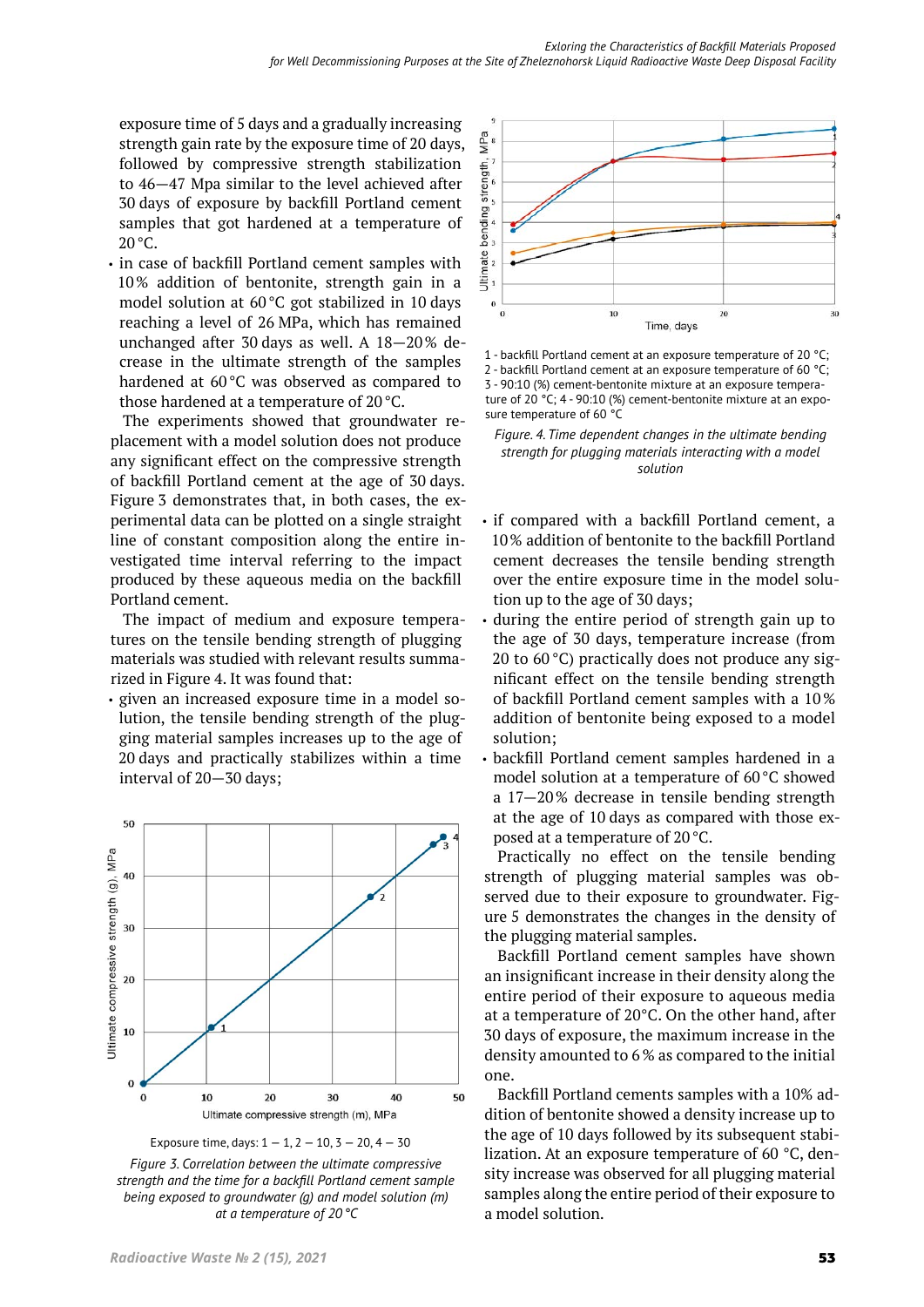exposure time of 5 days and a gradually increasing strength gain rate by the exposure time of 20 days, followed by compressive strength stabilization to 46—47 Mpa similar to the level achieved after 30 days of exposure by backfill Portland cement samples that got hardened at a temperature of 20 °C.

- in case of backfill Portland cement samples with 10% addition of bentonite, strength gain in a model solution at 60 °C got stabilized in 10 days reaching a level of 26 MPa, which has remained unchanged after 30 days as well. A 18—20% decrease in the ultimate strength of the samples hardened at 60 °C was observed as compared to those hardened at a temperature of 20 °C.

The experiments showed that groundwater replacement with a model solution does not produce any significant effect on the compressive strength of backfill Portland cement at the age of 30 days. Figure 3 demonstrates that, in both cases, the experimental data can be plotted on a single straight line of constant composition along the entire investigated time interval referring to the impact produced by these aqueous media on the backfill Portland cement.

The impact of medium and exposure temperatures on the tensile bending strength of plugging materials was studied with relevant results summarized in Figure 4. It was found that:

- given an increased exposure time in a model solution, the tensile bending strength of the plugging material samples increases up to the age of 20 days and practically stabilizes within a time interval of 20—30 days;

Exposure time, days: 1 — 1, 2 — 10, 3 — 20, 4 — 30

*Figure 3. Correlation between the ultimate compressive strength and the time for a backfill Portland cement sample being exposed to groundwater (g) and model solution (m) at a temperature of 20 °C*

1 - backfill Portland cement at an exposure temperature of 20 °C;
2 - backfill Portland cement at an exposure temperature of 60 °C;
3 - 90:10 (%) cement-bentonite mixture at an exposure temperature of 20 °C; 4 - 90:10 (%) cement-bentonite mixture at an exposure temperature of 60 °C

*Figure. 4. Time dependent changes in the ultimate bending strength for plugging materials interacting with a model solution*

- if compared with a backfill Portland cement, a 10% addition of bentonite to the backfill Portland cement decreases the tensile bending strength over the entire exposure time in the model solution up to the age of 30 days;
- during the entire period of strength gain up to the age of 30 days, temperature increase (from 20 to 60 °C) practically does not produce any significant effect on the tensile bending strength of backfill Portland cement samples with a 10% addition of bentonite being exposed to a model solution;
- backfill Portland cement samples hardened in a model solution at a temperature of 60 °C showed a 17—20% decrease in tensile bending strength at the age of 10 days as compared with those exposed at a temperature of 20 °C.

Practically no effect on the tensile bending strength of plugging material samples was observed due to their exposure to groundwater. Figure 5 demonstrates the changes in the density of the plugging material samples.

Backfill Portland cement samples have shown an insignificant increase in their density along the entire period of their exposure to aqueous media at a temperature of 20°C. On the other hand, after 30 days of exposure, the maximum increase in the density amounted to 6 % as compared to the initial one.

Backfill Portland cements samples with a 10% addition of bentonite showed a density increase up to the age of 10 days followed by its subsequent stabilization. At an exposure temperature of 60 °C, density increase was observed for all plugging material samples along the entire period of their exposure to a model solution.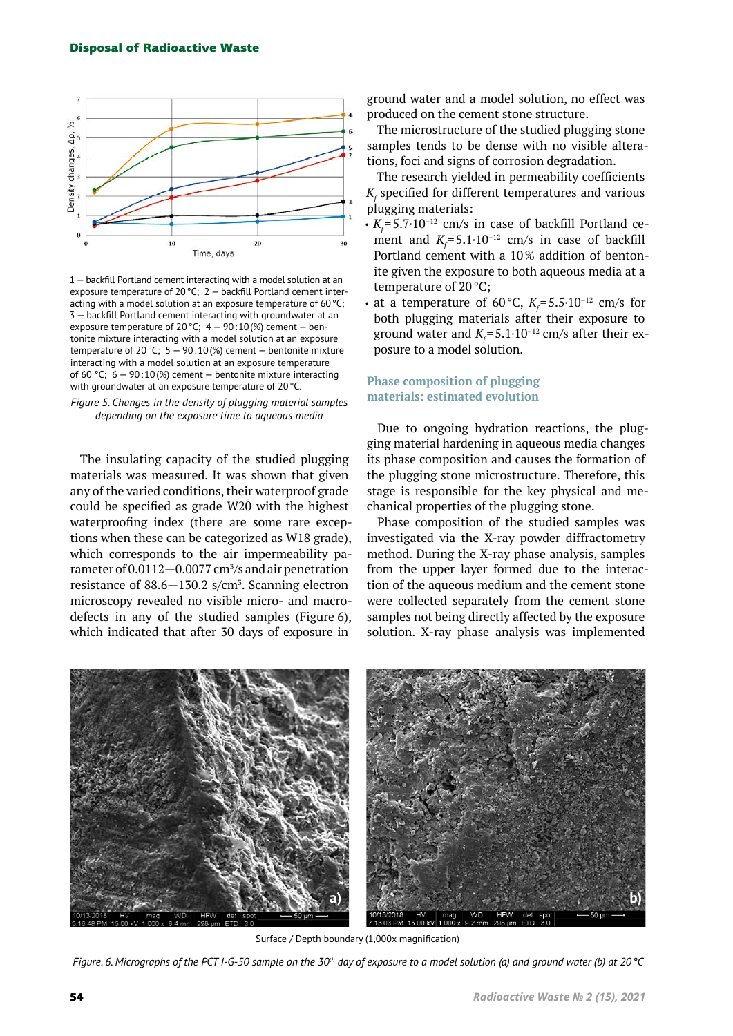1 — backfill Portland cement interacting with a model solution at an exposure temperature of 20 °C; 2 — backfill Portland cement interacting with a model solution at an exposure temperature of 60 °C; 3 — backfill Portland cement interacting with groundwater at an exposure temperature of 20 °C; 4 — 90 : 10 (%) cement — bentonite mixture interacting with a model solution at an exposure temperature of 20 °C; 5 — 90 : 10 (%) cement — bentonite mixture interacting with a model solution at an exposure temperature of 60 °C; 6 — 90 : 10 (%) cement — bentonite mixture interacting with groundwater at an exposure temperature of 20 °C.

*Figure 5. Changes in the density of plugging material samples depending on the exposure time to aqueous media*

The insulating capacity of the studied plugging materials was measured. It was shown that given any of the varied conditions, their waterproof grade could be specified as grade W20 with the highest waterproofing index (there are some rare exceptions when these can be categorized as W18 grade), which corresponds to the air impermeability parameter of 0.0112—0.0077 $cm^3/s$ and air penetration resistance of 88.6—130.2 $s/cm^3$. Scanning electron microscopy revealed no visible micro- and macrodefects in any of the studied samples (Figure 6), which indicated that after 30 days of exposure in ground water and a model solution, no effect was produced on the cement stone structure.

The microstructure of the studied plugging stone samples tends to be dense with no visible alterations, foci and signs of corrosion degradation.

The research yielded in permeability coefficients $K_f$ specified for different temperatures and various plugging materials:

- $K_f = 5.7 \cdot 10^{-12}$ cm/s in case of backfill Portland cement and $K_f = 5.1 \cdot 10^{-12}$ cm/s in case of backfill Portland cement with a 10 % addition of bentonite given the exposure to both aqueous media at a temperature of 20 °C;
- at a temperature of 60 °C, $K_f = 5.5 \cdot 10^{-12}$ cm/s for both plugging materials after their exposure to ground water and $K_f = 5.1 \cdot 10^{-12}$ cm/s after their exposure to a model solution.

## Phase composition of plugging materials: estimated evolution

Due to ongoing hydration reactions, the plugging material hardening in aqueous media changes its phase composition and causes the formation of the plugging stone microstructure. Therefore, this stage is responsible for the key physical and mechanical properties of the plugging stone.

Phase composition of the studied samples was investigated via the X-ray powder diffractometry method. During the X-ray phase analysis, samples from the upper layer formed due to the interaction of the aqueous medium and the cement stone were collected separately from the cement stone samples not being directly affected by the exposure solution. X-ray phase analysis was implemented

Surface / Depth boundary (1,000x magnification)

*Figure. 6. Micrographs of the PCT I-G-50 sample on the 30th day of exposure to a model solution (a) and ground water (b) at 20 °C*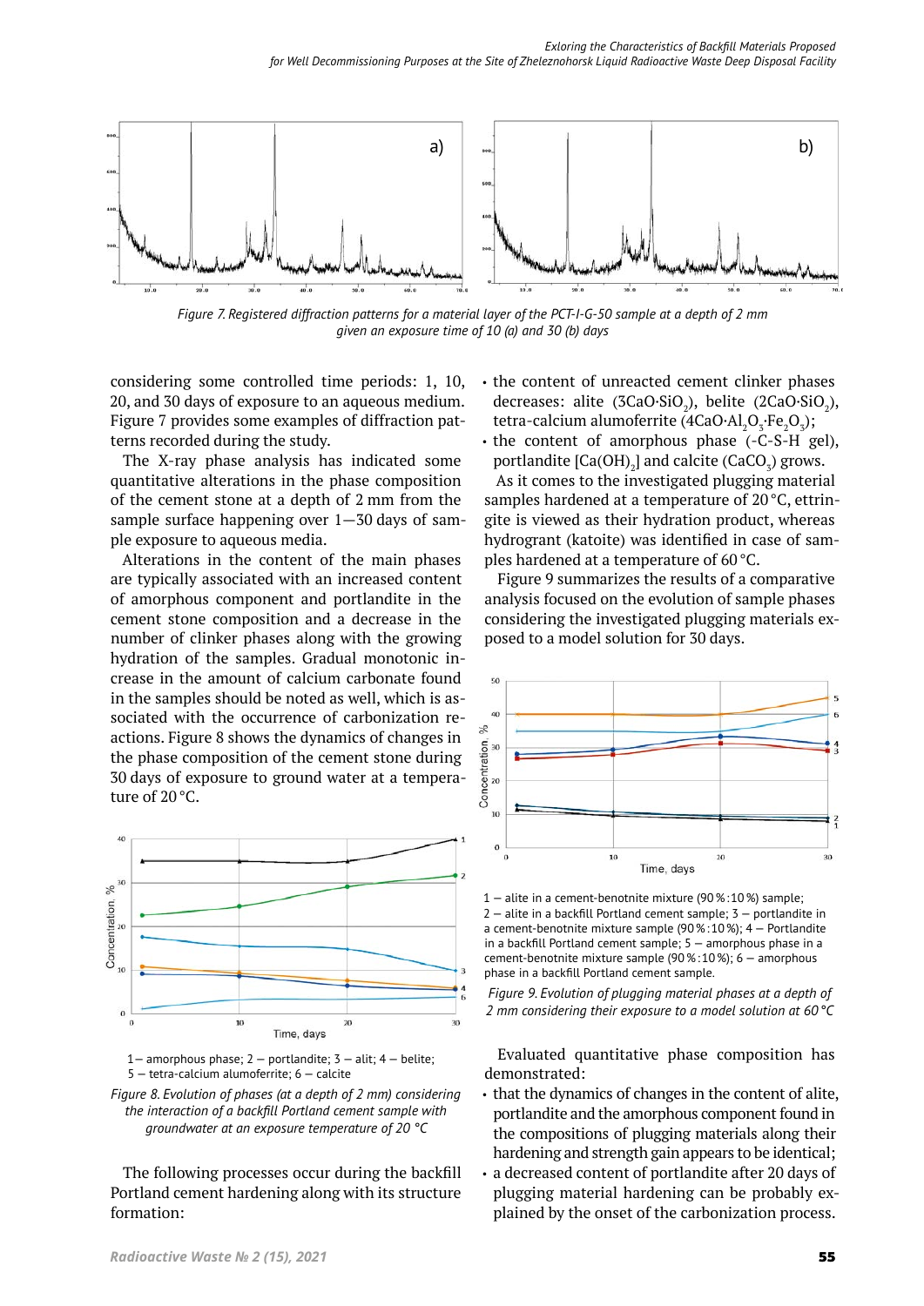Figure 7. Registered diffraction patterns for a material layer of the PCT-I-G-50 sample at a depth of 2 mm given an exposure time of 10 (a) and 30 (b) days

considering some controlled time periods: 1, 10, 20, and 30 days of exposure to an aqueous medium. Figure 7 provides some examples of diffraction patterns recorded during the study.

The X-ray phase analysis has indicated some quantitative alterations in the phase composition of the cement stone at a depth of 2 mm from the sample surface happening over 1—30 days of sample exposure to aqueous media.

Alterations in the content of the main phases are typically associated with an increased content of amorphous component and portlandite in the cement stone composition and a decrease in the number of clinker phases along with the growing hydration of the samples. Gradual monotonic increase in the amount of calcium carbonate found in the samples should be noted as well, which is associated with the occurrence of carbonization reactions. Figure 8 shows the dynamics of changes in the phase composition of the cement stone during 30 days of exposure to ground water at a temperature of 20 °C.

1 — amorphous phase; 2 — portlandite; 3 — alit; 4 — belite; 5 — tetra-calcium alumoferrite; 6 — calcite

*Figure 8. Evolution of phases (at a depth of 2 mm) considering the interaction of a backfill Portland cement sample with groundwater at an exposure temperature of 20 °C*

The following processes occur during the backfill Portland cement hardening along with its structure formation:

- the content of unreacted cement clinker phases decreases: alite ($3CaO{\cdot}SiO_2$), belite ($2CaO{\cdot}SiO_2$), tetra-calcium alumoferrite ($4CaO{\cdot}Al_2O_3{\cdot}Fe_2O_3$);
- the content of amorphous phase (-C-S-H gel), portlandite [$Ca(OH)_2$] and calcite ($CaCO_3$) grows.

As it comes to the investigated plugging material samples hardened at a temperature of 20 °C, ettringite is viewed as their hydration product, whereas hydrogrant (katoite) was identified in case of samples hardened at a temperature of 60 °C.

Figure 9 summarizes the results of a comparative analysis focused on the evolution of sample phases considering the investigated plugging materials exposed to a model solution for 30 days.

1 — alite in a cement-benotnite mixture (90 % : 10 %) sample; 2 — alite in a backfill Portland cement sample; 3 — portlandite in a cement-benotnite mixture sample (90 % : 10 %); 4 — Portlandite in a backfill Portland cement sample; 5 — amorphous phase in a cement-benotnite mixture sample (90 % : 10 %); 6 — amorphous phase in a backfill Portland cement sample.

*Figure 9. Evolution of plugging material phases at a depth of 2 mm considering their exposure to a model solution at 60 °C*

Evaluated quantitative phase composition has demonstrated:

- that the dynamics of changes in the content of alite, portlandite and the amorphous component found in the compositions of plugging materials along their hardening and strength gain appears to be identical;
- a decreased content of portlandite after 20 days of plugging material hardening can be probably explained by the onset of the carbonization process.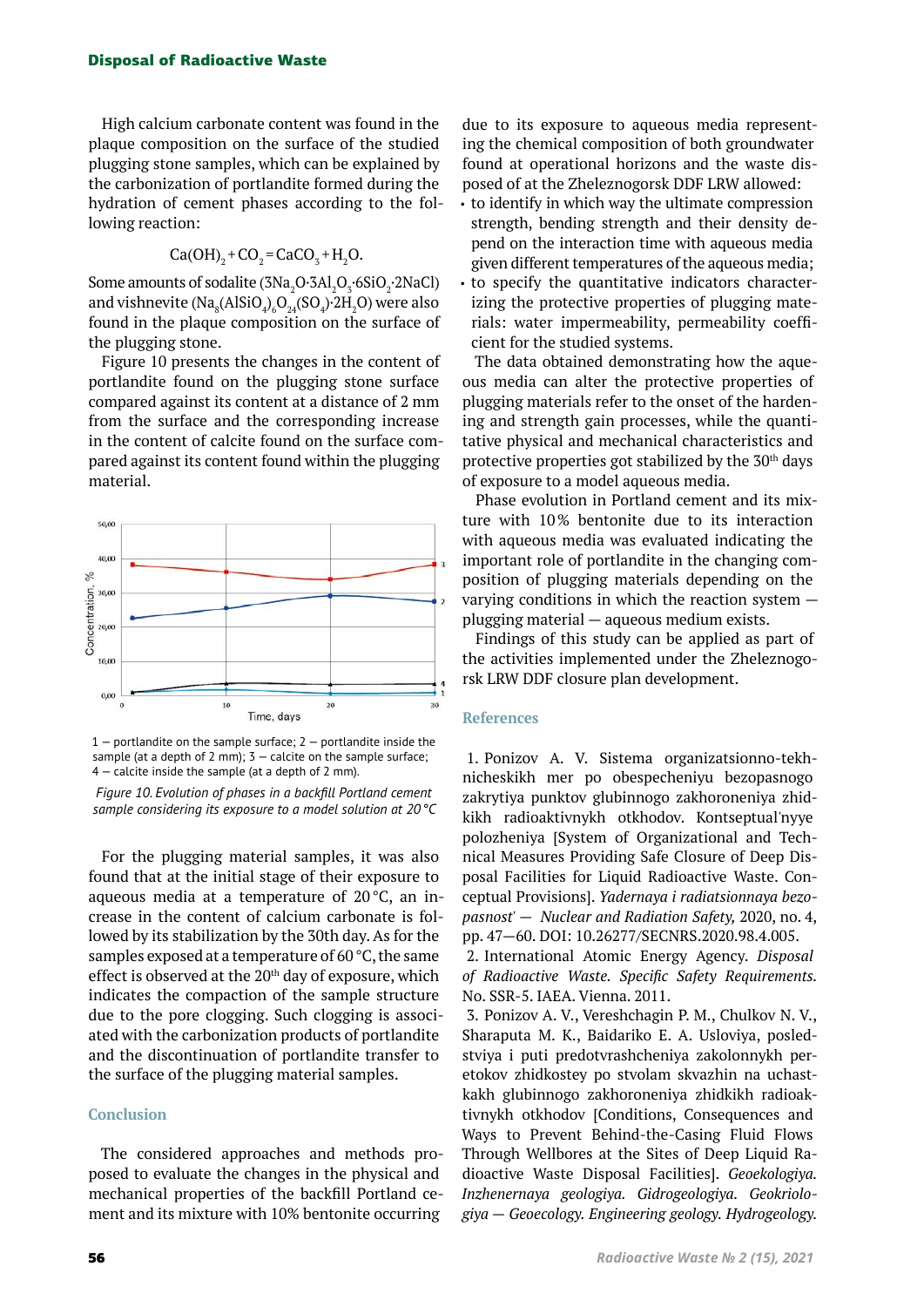High calcium carbonate content was found in the plaque composition on the surface of the studied plugging stone samples, which can be explained by the carbonization of portlandite formed during the hydration of cement phases according to the following reaction:

$$Ca(OH)_2 + CO_2 = CaCO_3 + H_2O.$$

Some amounts of sodalite ($3Na_2O{\cdot}3Al_2O_3{\cdot}6SiO_2{\cdot}2NaCl$) and vishnevite ($Na_8(AlSiO_4)_6O_{24}(SO_4){\cdot}2H_2O$) were also found in the plaque composition on the surface of the plugging stone.

Figure 10 presents the changes in the content of portlandite found on the plugging stone surface compared against its content at a distance of 2 mm from the surface and the corresponding increase in the content of calcite found on the surface compared against its content found within the plugging material.

1 — portlandite on the sample surface; 2 — portlandite inside the sample (at a depth of 2 mm); 3 — calcite on the sample surface; 4 — calcite inside the sample (at a depth of 2 mm).

*Figure 10. Evolution of phases in a backfill Portland cement sample considering its exposure to a model solution at 20 °C*

For the plugging material samples, it was also found that at the initial stage of their exposure to aqueous media at a temperature of 20 °C, an increase in the content of calcium carbonate is followed by its stabilization by the 30th day. As for the samples exposed at a temperature of 60 °C, the same effect is observed at the 20th day of exposure, which indicates the compaction of the sample structure due to the pore clogging. Such clogging is associated with the carbonization products of portlandite and the discontinuation of portlandite transfer to the surface of the plugging material samples.

## Conclusion

The considered approaches and methods proposed to evaluate the changes in the physical and mechanical properties of the backfill Portland cement and its mixture with 10% bentonite occurring due to its exposure to aqueous media representing the chemical composition of both groundwater found at operational horizons and the waste disposed of at the Zheleznogorsk DDF LRW allowed:

- to identify in which way the ultimate compression strength, bending strength and their density depend on the interaction time with aqueous media given different temperatures of the aqueous media;
- to specify the quantitative indicators characterizing the protective properties of plugging materials: water impermeability, permeability coefficient for the studied systems.

The data obtained demonstrating how the aqueous media can alter the protective properties of plugging materials refer to the onset of the hardening and strength gain processes, while the quantitative physical and mechanical characteristics and protective properties got stabilized by the 30th days of exposure to a model aqueous media.

Phase evolution in Portland cement and its mixture with 10% bentonite due to its interaction with aqueous media was evaluated indicating the important role of portlandite in the changing composition of plugging materials depending on the varying conditions in which the reaction system — plugging material — aqueous medium exists.

Findings of this study can be applied as part of the activities implemented under the Zheleznogorsk LRW DDF closure plan development.

## References

1. Ponizov A. V. Sistema organizatsionno-tekhnicheskikh mer po obespecheniyu bezopasnogo zakrytiya punktov glubinnogo zakhoroneniya zhidkikh radioaktivnykh otkhodov. Kontseptual'nyye polozheniya [System of Organizational and Technical Measures Providing Safe Closure of Deep Disposal Facilities for Liquid Radioactive Waste. Conceptual Provisions]. *Yadernaya i radiatsionnaya bezopasnost' — Nuclear and Radiation Safety,* 2020, no. 4, pp. 47—60. DOI: 10.26277/SECNRS.2020.98.4.005.
2. International Atomic Energy Agency. *Disposal of Radioactive Waste. Specific Safety Requirements.* No. SSR-5. IAEA. Vienna. 2011.
3. Ponizov A. V., Vereshchagin P. M., Chulkov N. V., Sharaputa M. K., Baidariko E. A. Usloviya, posledstviya i puti predotvrashcheniya zakolonnykh peretokov zhidkostey po stvolam skvazhin na uchastkakh glubinnogo zakhoroneniya zhidkikh radioaktivnykh otkhodov [Conditions, Consequences and Ways to Prevent Behind-the-Casing Fluid Flows Through Wellbores at the Sites of Deep Liquid Radioactive Waste Disposal Facilities]. *Geoekologiya. Inzhenernaya geologiya. Gidrogeologiya. Geokriologiya — Geoecology. Engineering geology. Hydrogeology.*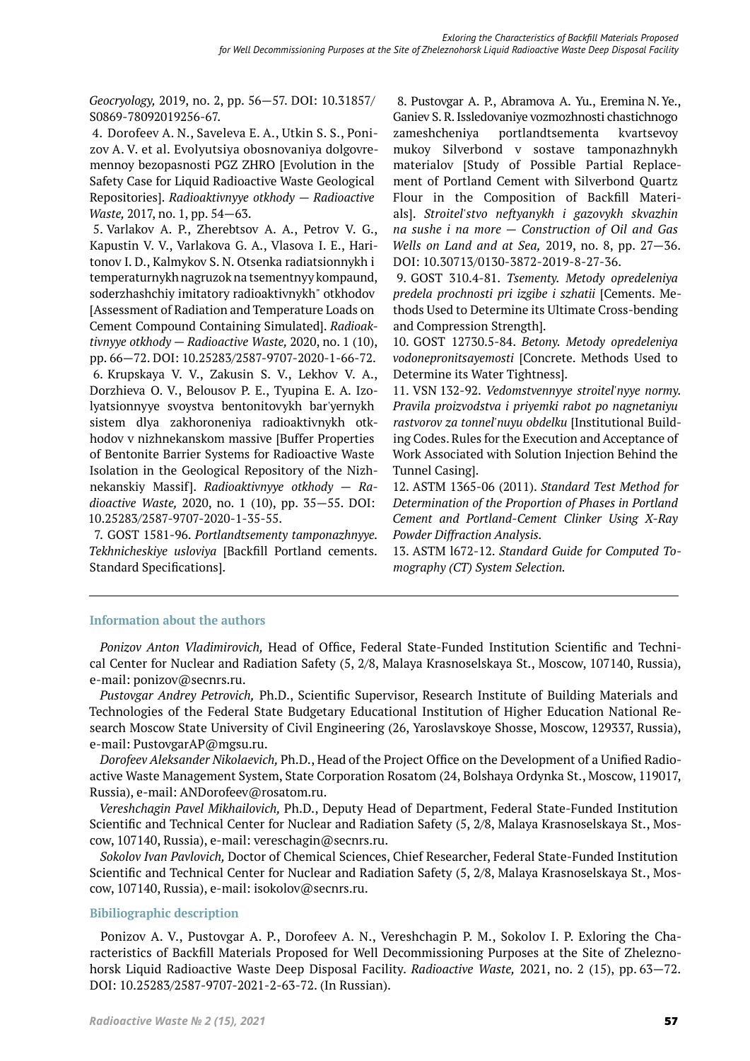*Geocryology,* 2019, no. 2, pp. 56—57. DOI: 10.31857/S0869-78092019256-67.

4. Dorofeev A. N., Saveleva E. A., Utkin S. S., Ponizov A. V. et al. Evolyutsiya obosnovaniya dolgovremennoy bezopasnosti PGZ ZHRO [Evolution in the Safety Case for Liquid Radioactive Waste Geological Repositories]. *Radioaktivnyye otkhody — Radioactive Waste,* 2017, no. 1, pp. 54—63.

5. Varlakov A. P., Zherebtsov A. A., Petrov V. G., Kapustin V. V., Varlakova G. A., Vlasova I. E., Haritonov I. D., Kalmykov S. N. Otsenka radiatsionnykh i temperaturnykh nagruzok na tsementnyy kompaund, soderzhashchiy imitatory radioaktivnykh" otkhodov [Assessment of Radiation and Temperature Loads on Cement Compound Containing Simulated]. *Radioaktivnyye otkhody — Radioactive Waste,* 2020, no. 1 (10), pp. 66—72. DOI: 10.25283/2587-9707-2020-1-66-72.

6. Krupskaya V. V., Zakusin S. V., Lekhov V. A., Dorzhieva O. V., Belousov P. E., Tyupina E. A. Izolyatsionnyye svoystva bentonitovykh bar'yernykh sistem dlya zakhoroneniya radioaktivnykh otkhodov v nizhnekanskom massive [Buffer Properties of Bentonite Barrier Systems for Radioactive Waste Isolation in the Geological Repository of the Nizhnekanskiy Massif]. *Radioaktivnyye otkhody — Radioactive Waste,* 2020, no. 1 (10), pp. 35—55. DOI: 10.25283/2587-9707-2020-1-35-55.

7. GOST 1581-96. *Portlandtsementy tamponazhnyye. Tekhnicheskiye usloviya* [Backfill Portland cements. Standard Specifications].

8. Pustovgar A. P., Abramova A. Yu., Eremina N. Ye., Ganiev S. R. Issledovaniye vozmozhnosti chastichnogo zameshcheniya portlandtsementa kvartsevoy mukoy Silverbond v sostave tamponazhnykh materialov [Study of Possible Partial Replacement of Portland Cement with Silverbond Quartz Flour in the Composition of Backfill Materials]. *Stroitel'stvo neftyanykh i gazovykh skvazhin na sushe i na more — Construction of Oil and Gas Wells on Land and at Sea,* 2019, no. 8, pp. 27—36. DOI: 10.30713/0130-3872-2019-8-27-36.

9. GOST 310.4-81. *Tsementy. Metody opredeleniya predela prochnosti pri izgibe i szhatii* [Cements. Methods Used to Determine its Ultimate Cross-bending and Compression Strength].

10. GOST 12730.5-84. *Betony. Metody opredeleniya vodonepronitsayemosti* [Concrete. Methods Used to Determine its Water Tightness].

11. VSN 132-92. *Vedomstvennyye stroitel'nyye normy. Pravila proizvodstva i priyemki rabot po nagnetaniyu rastvorov za tonnel'nuyu obdelku* [Institutional Building Codes. Rules for the Execution and Acceptance of Work Associated with Solution Injection Behind the Tunnel Casing].

12. ASTM 1365-06 (2011). *Standard Test Method for Determination of the Proportion of Phases in Portland Cement and Portland-Cement Clinker Using X-Ray Powder Diffraction Analysis.*

13. ASTM l672-12. *Standard Guide for Computed Tomography (CT) System Selection.*

## Information about the authors

*Ponizov Anton Vladimirovich,* Head of Office, Federal State-Funded Institution Scientific and Technical Center for Nuclear and Radiation Safety (5, 2/8, Malaya Krasnoselskaya St., Moscow, 107140, Russia), e-mail: ponizov@secnrs.ru.

*Pustovgar Andrey Petrovich,* Ph.D., Scientific Supervisor, Research Institute of Building Materials and Technologies of the Federal State Budgetary Educational Institution of Higher Education National Research Moscow State University of Civil Engineering (26, Yaroslavskoye Shosse, Moscow, 129337, Russia), e-mail: PustovgarAP@mgsu.ru.

*Dorofeev Aleksander Nikolaevich,* Ph.D., Head of the Project Office on the Development of a Unified Radioactive Waste Management System, State Corporation Rosatom (24, Bolshaya Ordynka St., Moscow, 119017, Russia), e-mail: ANDorofeev@rosatom.ru.

*Vereshchagin Pavel Mikhailovich,* Ph.D., Deputy Head of Department, Federal State-Funded Institution Scientific and Technical Center for Nuclear and Radiation Safety (5, 2/8, Malaya Krasnoselskaya St., Moscow, 107140, Russia), e-mail: vereschagin@secnrs.ru.

*Sokolov Ivan Pavlovich,* Doctor of Chemical Sciences, Chief Researcher, Federal State-Funded Institution Scientific and Technical Center for Nuclear and Radiation Safety (5, 2/8, Malaya Krasnoselskaya St., Moscow, 107140, Russia), e-mail: isokolov@secnrs.ru.

## Bibiliographic description

Ponizov A. V., Pustovgar A. P., Dorofeev A. N., Vereshchagin P. M., Sokolov I. P. Exloring the Characteristics of Backfill Materials Proposed for Well Decommissioning Purposes at the Site of Zheleznohorsk Liquid Radioactive Waste Deep Disposal Facility. *Radioactive Waste,* 2021, no. 2 (15), pp. 63—72. DOI: 10.25283/2587-9707-2021-2-63-72. (In Russian).